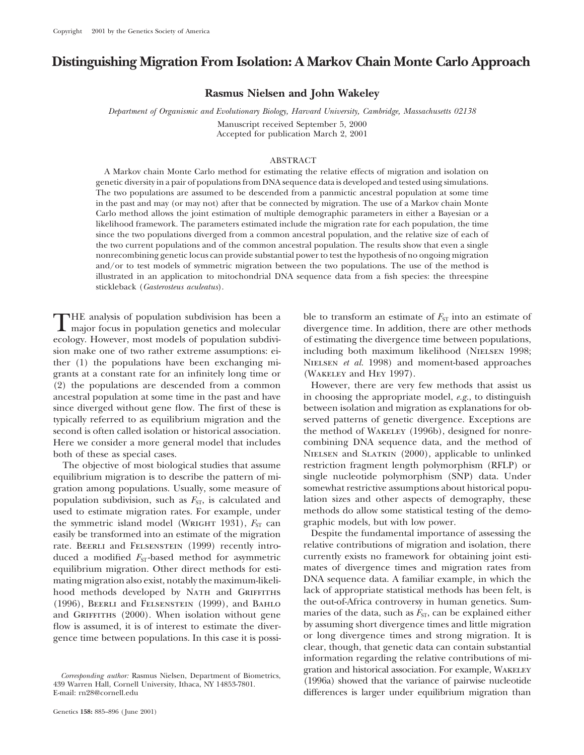Copyright 2001 by the Genetics Society of America

# Distinguishing Migration From Isolation: A Markov Chain Monte Carlo Approach

**Rasmus Nielsen and John Wakeley**

*Department of Organismic and Evolutionary Biology, Harvard University, Cambridge, Massachusetts 02138*

Manuscript received September 5, 2000
Accepted for publication March 2, 2001

## ABSTRACT

A Markov chain Monte Carlo method for estimating the relative effects of migration and isolation on genetic diversity in a pair of populations from DNA sequence data is developed and tested using simulations. The two populations are assumed to be descended from a panmictic ancestral population at some time in the past and may (or may not) after that be connected by migration. The use of a Markov chain Monte Carlo method allows the joint estimation of multiple demographic parameters in either a Bayesian or a likelihood framework. The parameters estimated include the migration rate for each population, the time since the two populations diverged from a common ancestral population, and the relative size of each of the two current populations and of the common ancestral population. The results show that even a single nonrecombining genetic locus can provide substantial power to test the hypothesis of no ongoing migration and/or to test models of symmetric migration between the two populations. The use of the method is illustrated in an application to mitochondrial DNA sequence data from a fish species: the threespine stickleback (*Gasterosteus aculeatus*).

THE analysis of population subdivision has been a major focus in population genetics and molecular ecology. However, most models of population subdivision make one of two rather extreme assumptions: either (1) the populations have been exchanging migrants at a constant rate for an infinitely long time or (2) the populations are descended from a common ancestral population at some time in the past and have since diverged without gene flow. The first of these is typically referred to as equilibrium migration and the second is often called isolation or historical association. Here we consider a more general model that includes both of these as special cases.

The objective of most biological studies that assume equilibrium migration is to describe the pattern of migration among populations. Usually, some measure of population subdivision, such as $F_{ST}$, is calculated and used to estimate migration rates. For example, under the symmetric island model (Wright 1931), $F_{ST}$ can easily be transformed into an estimate of the migration rate. Beerli and Felsenstein (1999) recently introduced a modified $F_{ST}$-based method for asymmetric equilibrium migration. Other direct methods for estimating migration also exist, notably the maximum-likelihood methods developed by Nath and Griffiths (1996), Beerli and Felsenstein (1999), and Bahlo and Griffiths (2000). When isolation without gene flow is assumed, it is of interest to estimate the divergence time between populations. In this case it is possible to transform an estimate of $F_{ST}$ into an estimate of divergence time. In addition, there are other methods of estimating the divergence time between populations, including both maximum likelihood (Nielsen 1998; Nielsen *et al.* 1998) and moment-based approaches (Wakeley and Hey 1997).

However, there are very few methods that assist us in choosing the appropriate model, *e.g.*, to distinguish between isolation and migration as explanations for observed patterns of genetic divergence. Exceptions are the method of Wakeley (1996b), designed for nonrecombining DNA sequence data, and the method of Nielsen and Slatkin (2000), applicable to unlinked restriction fragment length polymorphism (RFLP) or single nucleotide polymorphism (SNP) data. Under somewhat restrictive assumptions about historical population sizes and other aspects of demography, these methods do allow some statistical testing of the demographic models, but with low power.

Despite the fundamental importance of assessing the relative contributions of migration and isolation, there currently exists no framework for obtaining joint estimates of divergence times and migration rates from DNA sequence data. A familiar example, in which the lack of appropriate statistical methods has been felt, is the out-of-Africa controversy in human genetics. Summaries of the data, such as $F_{ST}$, can be explained either by assuming short divergence times and little migration or long divergence times and strong migration. It is clear, though, that genetic data can contain substantial information regarding the relative contributions of migration and historical association. For example, Wakeley (1996a) showed that the variance of pairwise nucleotide differences is larger under equilibrium migration than

*Corresponding author:* Rasmus Nielsen, Department of Biometrics, 439 Warren Hall, Cornell University, Ithaca, NY 14853-7801. E-mail: rn28@cornell.edu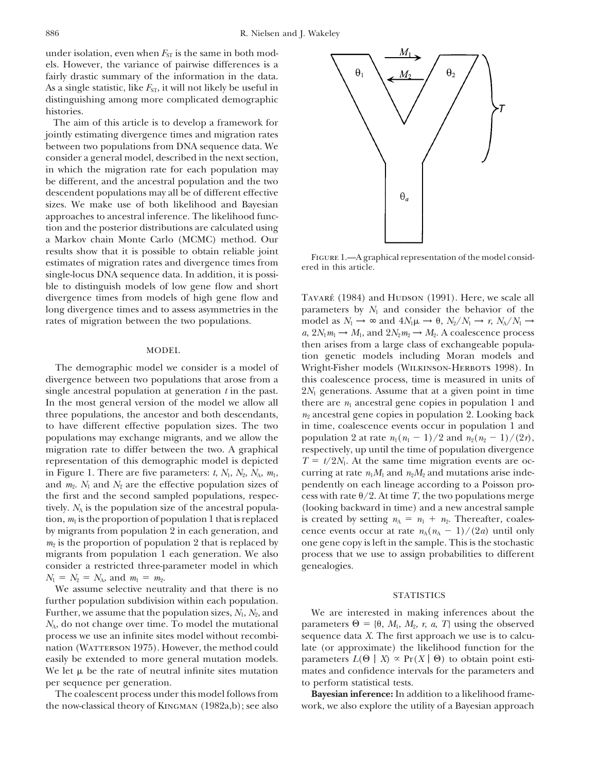under isolation, even when $F_{ST}$ is the same in both models. However, the variance of pairwise differences is a fairly drastic summary of the information in the data. As a single statistic, like $F_{ST}$, it will not likely be useful in distinguishing among more complicated demographic histories.

The aim of this article is to develop a framework for jointly estimating divergence times and migration rates between two populations from DNA sequence data. We consider a general model, described in the next section, in which the migration rate for each population may be different, and the ancestral population and the two descendent populations may all be of different effective sizes. We make use of both likelihood and Bayesian approaches to ancestral inference. The likelihood function and the posterior distributions are calculated using a Markov chain Monte Carlo (MCMC) method. Our results show that it is possible to obtain reliable joint estimates of migration rates and divergence times from single-locus DNA sequence data. In addition, it is possible to distinguish models of low gene flow and short divergence times from models of high gene flow and long divergence times and to assess asymmetries in the rates of migration between the two populations.

## MODEL

The demographic model we consider is a model of divergence between two populations that arose from a single ancestral population at generation $t$ in the past. In the most general version of the model we allow all three populations, the ancestor and both descendants, to have different effective population sizes. The two populations may exchange migrants, and we allow the migration rate to differ between the two. A graphical representation of this demographic model is depicted in Figure 1. There are five parameters: $t$, $N_1$, $N_2$, $N_A$, $m_1$, and $m_2$. $N_1$ and $N_2$ are the effective population sizes of the first and the second sampled populations, respectively. $N_A$ is the population size of the ancestral population, $m_1$ is the proportion of population 1 that is replaced by migrants from population 2 in each generation, and $m_2$ is the proportion of population 2 that is replaced by migrants from population 1 each generation. We also consider a restricted three-parameter model in which $N_1 = N_2 = N_A$, and $m_1 = m_2$.

We assume selective neutrality and that there is no further population subdivision within each population. Further, we assume that the population sizes, $N_1$, $N_2$, and $N_A$, do not change over time. To model the mutational process we use an infinite sites model without recombination (Watterson 1975). However, the method could easily be extended to more general mutation models. We let $\mu$ be the rate of neutral infinite sites mutation per sequence per generation.

The coalescent process under this model follows from the now-classical theory of Kingman (1982a,b); see also Tavaré (1984) and Hudson (1991). Here, we scale all parameters by $N_1$ and consider the behavior of the model as $N_1 \rightarrow \infty$ and $4N_1\mu \rightarrow \theta$, $N_2/N_1 \rightarrow r$, $N_A/N_1 \rightarrow a$, $2N_1m_1 \rightarrow M_1$, and $2N_2m_2 \rightarrow M_2$. A coalescence process then arises from a large class of exchangeable population genetic models including Moran models and Wright-Fisher models (Wilkinson-Herbots 1998). In this coalescence process, time is measured in units of $2N_1$ generations. Assume that at a given point in time there are $n_1$ ancestral gene copies in population 1 and $n_2$ ancestral gene copies in population 2. Looking back in time, coalescence events occur in population 1 and population 2 at rate $n_1(n_1 - 1)/2$ and $n_2(n_2 - 1)/(2r)$, respectively, up until the time of population divergence $T = t/2N_1$. At the same time migration events are occurring at rate $n_1M_1$ and $n_2M_2$ and mutations arise independently on each lineage according to a Poisson process with rate $\theta/2$. At time $T$, the two populations merge (looking backward in time) and a new ancestral sample is created by setting $n_A = n_1 + n_2$. Thereafter, coalescence events occur at rate $n_A(n_A - 1)/(2a)$ until only one gene copy is left in the sample. This is the stochastic process that we use to assign probabilities to different genealogies.

$M_1$

$M_2$

$\theta_1$

$\theta_2$

$T$

$\theta_a$

Figure 1.—A graphical representation of the model considered in this article.

## STATISTICS

We are interested in making inferences about the parameters $\Theta = \{\theta, M_1, M_2, r, a, T\}$ using the observed sequence data $X$. The first approach we use is to calculate (or approximate) the likelihood function for the parameters $L(\Theta \mid X) \propto \Pr(X \mid \Theta)$ to obtain point estimates and confidence intervals for the parameters and to perform statistical tests.

**Bayesian inference:** In addition to a likelihood framework, we also explore the utility of a Bayesian approach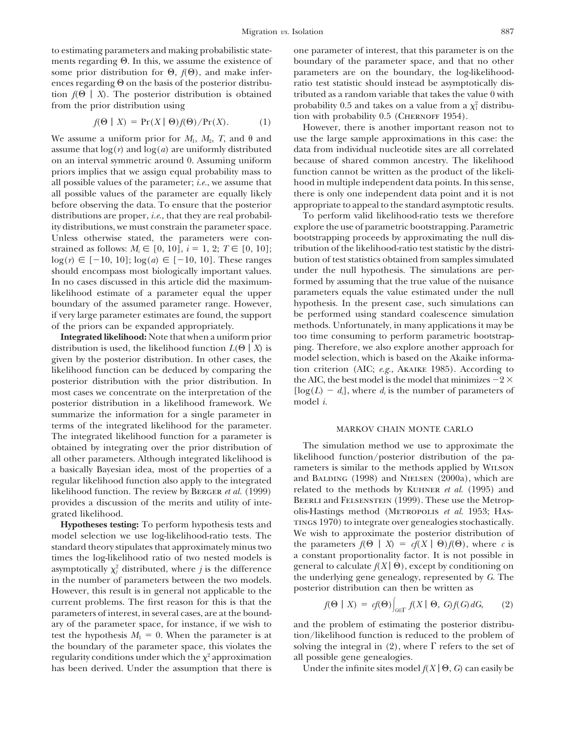to estimating parameters and making probabilistic statements regarding $\Theta$. In this, we assume the existence of some prior distribution for $\Theta$, $f(\Theta)$, and make inferences regarding $\Theta$ on the basis of the posterior distribution $f(\Theta \mid X)$. The posterior distribution is obtained from the prior distribution using

$$f(\Theta \mid X) = \Pr(X \mid \Theta) f(\Theta) / \Pr(X). \qquad (1)$$

We assume a uniform prior for $M_1$, $M_2$, $T$, and $\theta$ and assume that $\log(r)$ and $\log(a)$ are uniformly distributed on an interval symmetric around 0. Assuming uniform priors implies that we assign equal probability mass to all possible values of the parameter; *i.e.*, we assume that all possible values of the parameter are equally likely before observing the data. To ensure that the posterior distributions are proper, *i.e.*, that they are real probability distributions, we must constrain the parameter space. Unless otherwise stated, the parameters were constrained as follows: $M_i \in [0, 10]$, $i = 1, 2$; $T \in [0, 10]$; $\log(r) \in [-10, 10]$; $\log(a) \in [-10, 10]$. These ranges should encompass most biologically important values. In no cases discussed in this article did the maximum-likelihood estimate of a parameter equal the upper boundary of the assumed parameter range. However, if very large parameter estimates are found, the support of the priors can be expanded appropriately.

**Integrated likelihood:** Note that when a uniform prior distribution is used, the likelihood function $L(\Theta \mid X)$ is given by the posterior distribution. In other cases, the likelihood function can be deduced by comparing the posterior distribution with the prior distribution. In most cases we concentrate on the interpretation of the posterior distribution in a likelihood framework. We summarize the information for a single parameter in terms of the integrated likelihood for the parameter. The integrated likelihood function for a parameter is obtained by integrating over the prior distribution of all other parameters. Although integrated likelihood is a basically Bayesian idea, most of the properties of a regular likelihood function also apply to the integrated likelihood function. The review by Berger *et al.* (1999) provides a discussion of the merits and utility of integrated likelihood.

**Hypotheses testing:** To perform hypothesis tests and model selection we use log-likelihood-ratio tests. The standard theory stipulates that approximately minus two times the log-likelihood ratio of two nested models is asymptotically $\chi^2_j$ distributed, where $j$ is the difference in the number of parameters between the two models. However, this result is in general not applicable to the current problems. The first reason for this is that the parameters of interest, in several cases, are at the boundary of the parameter space, for instance, if we wish to test the hypothesis $M_1 = 0$. When the parameter is at the boundary of the parameter space, this violates the regularity conditions under which the $\chi^2$ approximation has been derived. Under the assumption that there is one parameter of interest, that this parameter is on the boundary of the parameter space, and that no other parameters are on the boundary, the log-likelihood-ratio test statistic should instead be asymptotically distributed as a random variable that takes the value 0 with probability 0.5 and takes on a value from a $\chi^2_1$ distribution with probability 0.5 (Chernoff 1954).

However, there is another important reason not to use the large sample approximations in this case: the data from individual nucleotide sites are all correlated because of shared common ancestry. The likelihood function cannot be written as the product of the likelihood in multiple independent data points. In this sense, there is only one independent data point and it is not appropriate to appeal to the standard asymptotic results.

To perform valid likelihood-ratio tests we therefore explore the use of parametric bootstrapping. Parametric bootstrapping proceeds by approximating the null distribution of the likelihood-ratio test statistic by the distribution of test statistics obtained from samples simulated under the null hypothesis. The simulations are performed by assuming that the true value of the nuisance parameters equals the value estimated under the null hypothesis. In the present case, such simulations can be performed using standard coalescence simulation methods. Unfortunately, in many applications it may be too time consuming to perform parametric bootstrapping. Therefore, we also explore another approach for model selection, which is based on the Akaike information criterion (AIC; *e.g.*, Akaike 1985). According to the AIC, the best model is the model that minimizes $-2 \times [\log(L) - d_i]$, where $d_i$ is the number of parameters of model $i$.

## MARKOV CHAIN MONTE CARLO

The simulation method we use to approximate the likelihood function/posterior distribution of the parameters is similar to the methods applied by Wilson and Balding (1998) and Nielsen (2000a), which are related to the methods by Kuhner *et al.* (1995) and Beerli and Felsenstein (1999). These use the Metropolis-Hastings method (Metropolis *et al.* 1953; Hastings 1970) to integrate over genealogies stochastically. We wish to approximate the posterior distribution of the parameters $f(\Theta \mid X) = cf(X \mid \Theta) f(\Theta)$, where $c$ is a constant proportionality factor. It is not possible in general to calculate $f(X \mid \Theta)$, except by conditioning on the underlying gene genealogy, represented by $G$. The posterior distribution can then be written as

$$f(\Theta \mid X) = cf(\Theta) \int_{G \in \Gamma} f(X \mid \Theta, G) f(G)\, dG, \qquad (2)$$

and the problem of estimating the posterior distribution/likelihood function is reduced to the problem of solving the integral in (2), where $\Gamma$ refers to the set of all possible gene genealogies.

Under the infinite sites model $f(X \mid \Theta, G)$ can easily be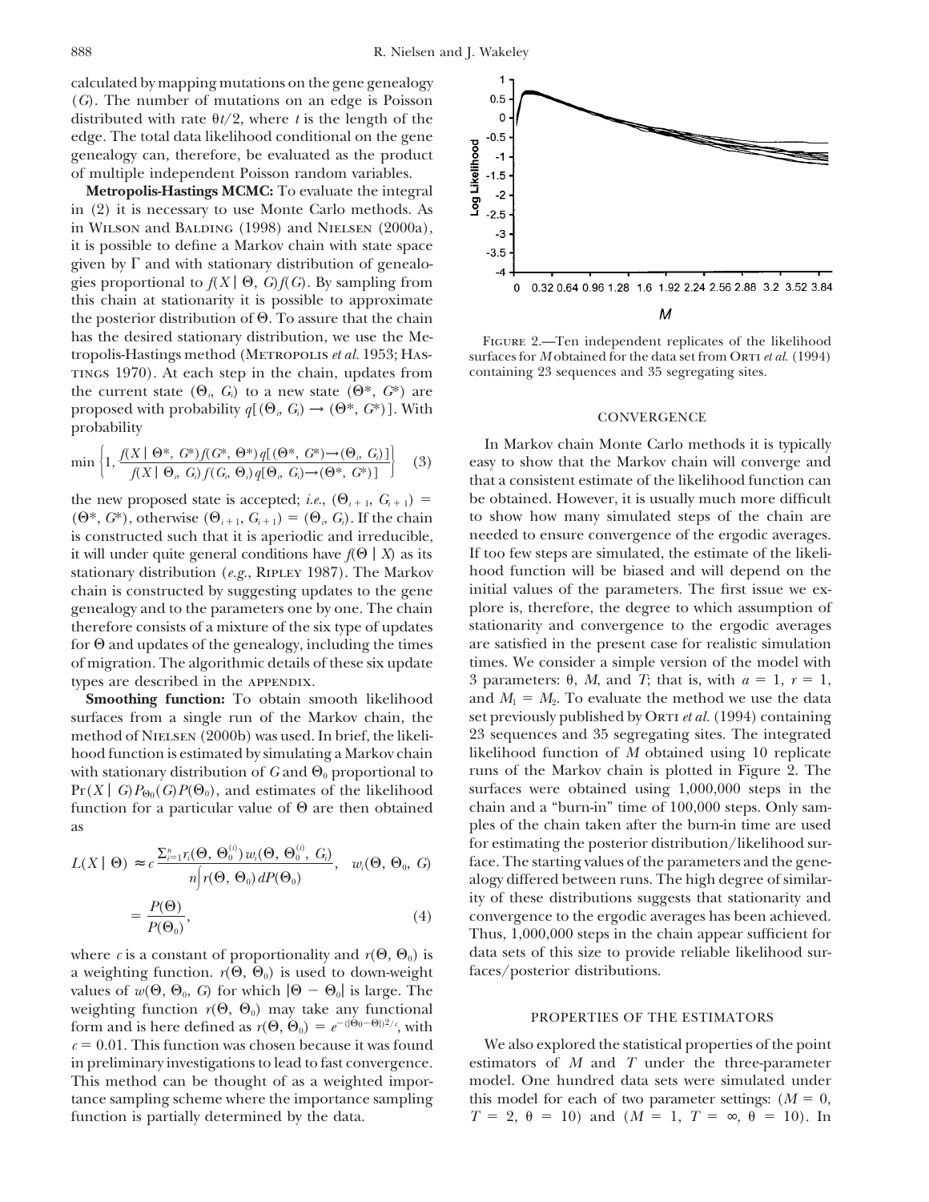calculated by mapping mutations on the gene genealogy ($G$). The number of mutations on an edge is Poisson distributed with rate $\theta t/2$, where $t$ is the length of the edge. The total data likelihood conditional on the gene genealogy can, therefore, be evaluated as the product of multiple independent Poisson random variables.

**Metropolis-Hastings MCMC:** To evaluate the integral in (2) it is necessary to use Monte Carlo methods. As in Wilson and Balding (1998) and Nielsen (2000a), it is possible to define a Markov chain with state space given by $\Gamma$ and with stationary distribution of genealogies proportional to $f(X \mid \Theta, G)f(G)$. By sampling from this chain at stationarity it is possible to approximate the posterior distribution of $\Theta$. To assure that the chain has the desired stationary distribution, we use the Metropolis-Hastings method (Metropolis *et al.* 1953; Hastings 1970). At each step in the chain, updates from the current state $(\Theta_i, G_i)$ to a new state $(\Theta^*, G^*)$ are proposed with probability $q[(\Theta_i, G_i) \rightarrow (\Theta^*, G^*)]$. With probability

$$\min\left\{1, \frac{f(X \mid \Theta^*, G^*) f(G^*, \Theta^*) q[(\Theta^*, G^*) \rightarrow (\Theta_i, G_i)]}{f(X \mid \Theta_i, G_i) f(G_i, \Theta_i) q[\Theta_i, G_i) \rightarrow (\Theta^*, G^*)]}\right\} \quad (3)$$

the new proposed state is accepted; *i.e.*, $(\Theta_{i+1}, G_{i+1}) = (\Theta^*, G^*)$, otherwise $(\Theta_{i+1}, G_{i+1}) = (\Theta_i, G_i)$. If the chain is constructed such that it is aperiodic and irreducible, it will under quite general conditions have $f(\Theta \mid X)$ as its stationary distribution (*e.g.*, Ripley 1987). The Markov chain is constructed by suggesting updates to the gene genealogy and to the parameters one by one. The chain therefore consists of a mixture of the six type of updates for $\Theta$ and updates of the genealogy, including the times of migration. The algorithmic details of these six update types are described in the appendix.

**Smoothing function:** To obtain smooth likelihood surfaces from a single run of the Markov chain, the method of Nielsen (2000b) was used. In brief, the likelihood function is estimated by simulating a Markov chain with stationary distribution of $G$ and $\Theta_0$ proportional to $\Pr(X \mid G)P_{\Theta_0}(G)P(\Theta_0)$, and estimates of the likelihood function for a particular value of $\Theta$ are then obtained as

$$L(X \mid \Theta) \approx c\,\frac{\sum_{i=1}^{n} r_i(\Theta, \Theta_0^{(i)})\, w_i(\Theta, \Theta_0^{(i)}, G_i)}{n\int r(\Theta, \Theta_0)\, dP(\Theta_0)}, \quad w_i(\Theta, \Theta_0, G) = \frac{P(\Theta)}{P(\Theta_0)}, \quad (4)$$

where $c$ is a constant of proportionality and $r(\Theta, \Theta_0)$ is a weighting function. $r(\Theta, \Theta_0)$ is used to down-weight values of $w(\Theta, \Theta_0, G)$ for which $|\Theta - \Theta_0|$ is large. The weighting function $r(\Theta, \Theta_0)$ may take any functional form and is here defined as $r(\Theta, \Theta_0) = e^{-(|\Theta_0 - \Theta|)^2/c}$, with $c = 0.01$. This function was chosen because it was found in preliminary investigations to lead to fast convergence. This method can be thought of as a weighted importance sampling scheme where the importance sampling function is partially determined by the data.

Log Likelihood
1
0.5
0
-0.5
-1
-1.5
-2
-2.5
-3
-3.5
-4
0 0.32 0.64 0.96 1.28 1.6 1.92 2.24 2.56 2.88 3.2 3.52 3.84
M

Figure 2.—Ten independent replicates of the likelihood surfaces for $M$ obtained for the data set from Orti *et al.* (1994) containing 23 sequences and 35 segregating sites.

## CONVERGENCE

In Markov chain Monte Carlo methods it is typically easy to show that the Markov chain will converge and that a consistent estimate of the likelihood function can be obtained. However, it is usually much more difficult to show how many simulated steps of the chain are needed to ensure convergence of the ergodic averages. If too few steps are simulated, the estimate of the likelihood function will be biased and will depend on the initial values of the parameters. The first issue we explore is, therefore, the degree to which assumption of stationarity and convergence to the ergodic averages are satisfied in the present case for realistic simulation times. We consider a simple version of the model with 3 parameters: $\theta$, $M$, and $T$; that is, with $a = 1$, $r = 1$, and $M_1 = M_2$. To evaluate the method we use the data set previously published by Orti *et al.* (1994) containing 23 sequences and 35 segregating sites. The integrated likelihood function of $M$ obtained using 10 replicate runs of the Markov chain is plotted in Figure 2. The surfaces were obtained using 1,000,000 steps in the chain and a "burn-in" time of 100,000 steps. Only samples of the chain taken after the burn-in time are used for estimating the posterior distribution/likelihood surface. The starting values of the parameters and the genealogy differed between runs. The high degree of similarity of these distributions suggests that stationarity and convergence to the ergodic averages has been achieved. Thus, 1,000,000 steps in the chain appear sufficient for data sets of this size to provide reliable likelihood surfaces/posterior distributions.

## PROPERTIES OF THE ESTIMATORS

We also explored the statistical properties of the point estimators of $M$ and $T$ under the three-parameter model. One hundred data sets were simulated under this model for each of two parameter settings: ($M = 0$, $T = 2$, $\theta = 10$) and ($M = 1$, $T = \infty$, $\theta = 10$). In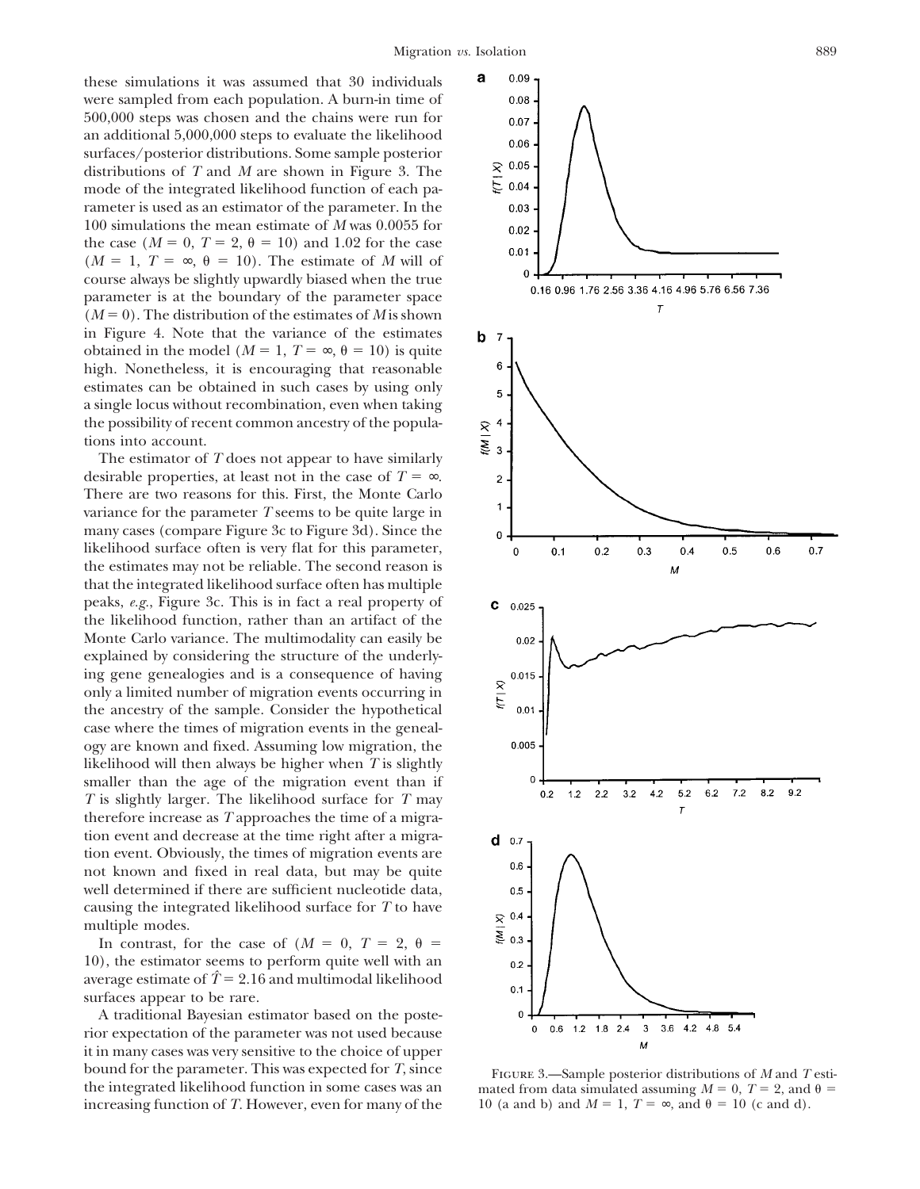these simulations it was assumed that 30 individuals were sampled from each population. A burn-in time of 500,000 steps was chosen and the chains were run for an additional 5,000,000 steps to evaluate the likelihood surfaces/posterior distributions. Some sample posterior distributions of $T$ and $M$ are shown in Figure 3. The mode of the integrated likelihood function of each parameter is used as an estimator of the parameter. In the 100 simulations the mean estimate of $M$ was 0.0055 for the case ($M = 0$, $T = 2$, $\theta = 10$) and 1.02 for the case ($M = 1$, $T = \infty$, $\theta = 10$). The estimate of $M$ will of course always be slightly upwardly biased when the true parameter is at the boundary of the parameter space ($M = 0$). The distribution of the estimates of $M$ is shown in Figure 4. Note that the variance of the estimates obtained in the model ($M = 1$, $T = \infty$, $\theta = 10$) is quite high. Nonetheless, it is encouraging that reasonable estimates can be obtained in such cases by using only a single locus without recombination, even when taking the possibility of recent common ancestry of the populations into account.

The estimator of $T$ does not appear to have similarly desirable properties, at least not in the case of $T = \infty$. There are two reasons for this. First, the Monte Carlo variance for the parameter $T$ seems to be quite large in many cases (compare Figure 3c to Figure 3d). Since the likelihood surface often is very flat for this parameter, the estimates may not be reliable. The second reason is that the integrated likelihood surface often has multiple peaks, *e.g.*, Figure 3c. This is in fact a real property of the likelihood function, rather than an artifact of the Monte Carlo variance. The multimodality can easily be explained by considering the structure of the underlying gene genealogies and is a consequence of having only a limited number of migration events occurring in the ancestry of the sample. Consider the hypothetical case where the times of migration events in the genealogy are known and fixed. Assuming low migration, the likelihood will then always be higher when $T$ is slightly smaller than the age of the migration event than if $T$ is slightly larger. The likelihood surface for $T$ may therefore increase as $T$ approaches the time of a migration event and decrease at the time right after a migration event. Obviously, the times of migration events are not known and fixed in real data, but may be quite well determined if there are sufficient nucleotide data, causing the integrated likelihood surface for $T$ to have multiple modes.

In contrast, for the case of ($M = 0$, $T = 2$, $\theta = 10$), the estimator seems to perform quite well with an average estimate of $\hat{T} = 2.16$ and multimodal likelihood surfaces appear to be rare.

A traditional Bayesian estimator based on the posterior expectation of the parameter was not used because it in many cases was very sensitive to the choice of upper bound for the parameter. This was expected for $T$, since the integrated likelihood function in some cases was an increasing function of $T$. However, even for many of the

a
$f(T \mid X)$
0 0.01 0.02 0.03 0.04 0.05 0.06 0.07 0.08 0.09
0.16 0.96 1.76 2.56 3.36 4.16 4.96 5.76 6.56 7.36
$T$

b
$f(M \mid X)$
0 1 2 3 4 5 6 7
0 0.1 0.2 0.3 0.4 0.5 0.6 0.7
$M$

c
$f(T \mid X)$
0 0.005 0.01 0.015 0.02 0.025
0.2 1.2 2.2 3.2 4.2 5.2 6.2 7.2 8.2 9.2
$T$

d
$f(M \mid X)$
0 0.1 0.2 0.3 0.4 0.5 0.6 0.7
0 0.6 1.2 1.8 2.4 3 3.6 4.2 4.8 5.4
$M$

Figure 3.—Sample posterior distributions of $M$ and $T$ estimated from data simulated assuming $M = 0$, $T = 2$, and $\theta = 10$ (a and b) and $M = 1$, $T = \infty$, and $\theta = 10$ (c and d).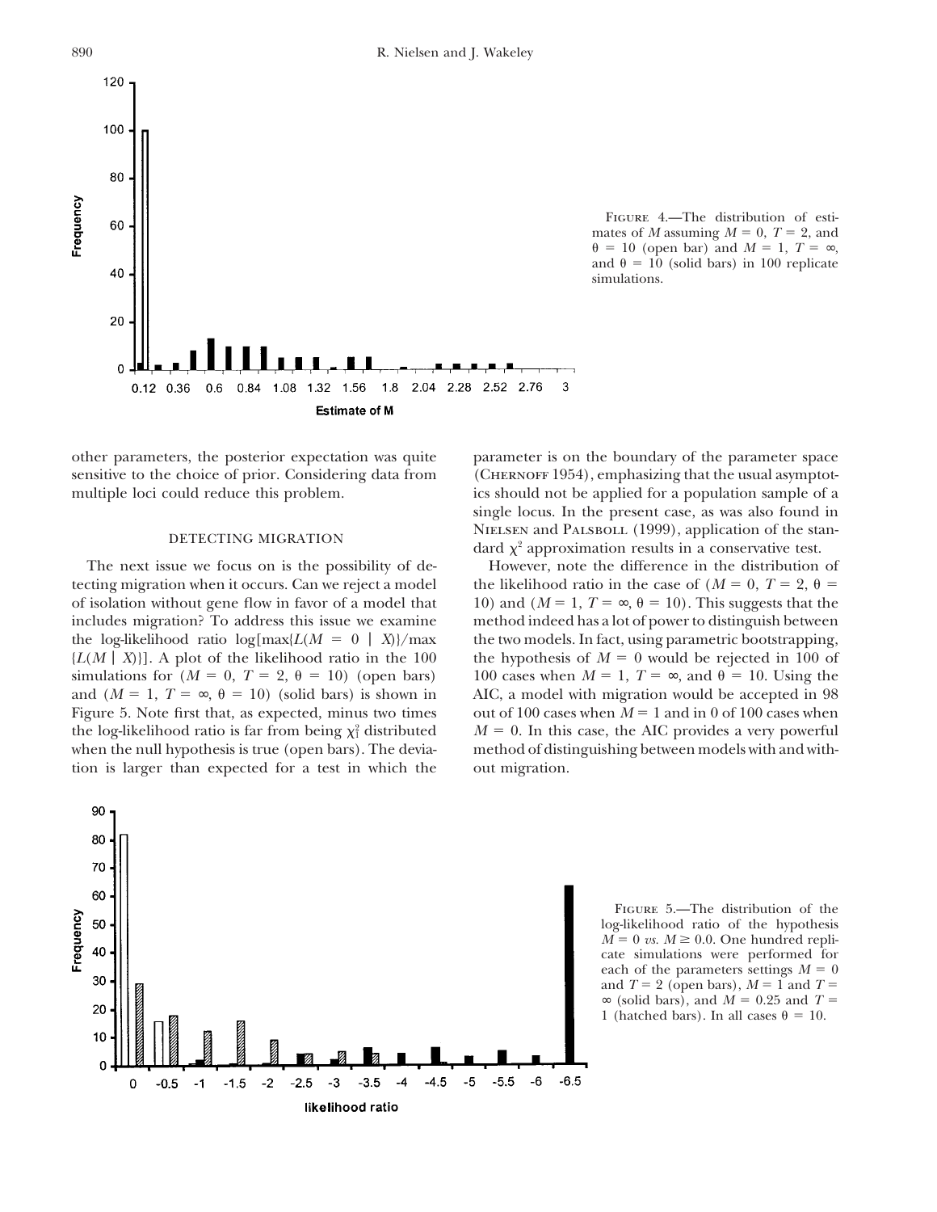120
100
80
60
40
20
0
Frequency
0.12 0.36 0.6 0.84 1.08 1.32 1.56 1.8 2.04 2.28 2.52 2.76 3
Estimate of M

Figure 4.—The distribution of estimates of $M$ assuming $M = 0$, $T = 2$, and $\theta = 10$ (open bar) and $M = 1$, $T = \infty$, and $\theta = 10$ (solid bars) in 100 replicate simulations.

other parameters, the posterior expectation was quite sensitive to the choice of prior. Considering data from multiple loci could reduce this problem.

## DETECTING MIGRATION

The next issue we focus on is the possibility of detecting migration when it occurs. Can we reject a model of isolation without gene flow in favor of a model that includes migration? To address this issue we examine the log-likelihood ratio $\log[\max\{L(M = 0 \mid X)\}/\max\{L(M \mid X)\}]$. A plot of the likelihood ratio in the 100 simulations for ($M = 0$, $T = 2$, $\theta = 10$) (open bars) and ($M = 1$, $T = \infty$, $\theta = 10$) (solid bars) is shown in Figure 5. Note first that, as expected, minus two times the log-likelihood ratio is far from being $\chi^2_1$ distributed when the null hypothesis is true (open bars). The deviation is larger than expected for a test in which the parameter is on the boundary of the parameter space (Chernoff 1954), emphasizing that the usual asymptotics should not be applied for a population sample of a single locus. In the present case, as was also found in Nielsen and Palsboll (1999), application of the standard $\chi^2$ approximation results in a conservative test.

However, note the difference in the distribution of the likelihood ratio in the case of ($M = 0$, $T = 2$, $\theta = 10$) and ($M = 1$, $T = \infty$, $\theta = 10$). This suggests that the method indeed has a lot of power to distinguish between the two models. In fact, using parametric bootstrapping, the hypothesis of $M = 0$ would be rejected in 100 of 100 cases when $M = 1$, $T = \infty$, and $\theta = 10$. Using the AIC, a model with migration would be accepted in 98 out of 100 cases when $M = 1$ and in 0 of 100 cases when $M = 0$. In this case, the AIC provides a very powerful method of distinguishing between models with and without migration.

90
80
70
60
50
40
30
20
10
0
Frequency
0 -0.5 -1 -1.5 -2 -2.5 -3 -3.5 -4 -4.5 -5 -5.5 -6 -6.5
likelihood ratio

Figure 5.—The distribution of the log-likelihood ratio of the hypothesis $M = 0$ *vs.* $M \geq 0.0$. One hundred replicate simulations were performed for each of the parameters settings $M = 0$ and $T = 2$ (open bars), $M = 1$ and $T = \infty$ (solid bars), and $M = 0.25$ and $T = 1$ (hatched bars). In all cases $\theta = 10$.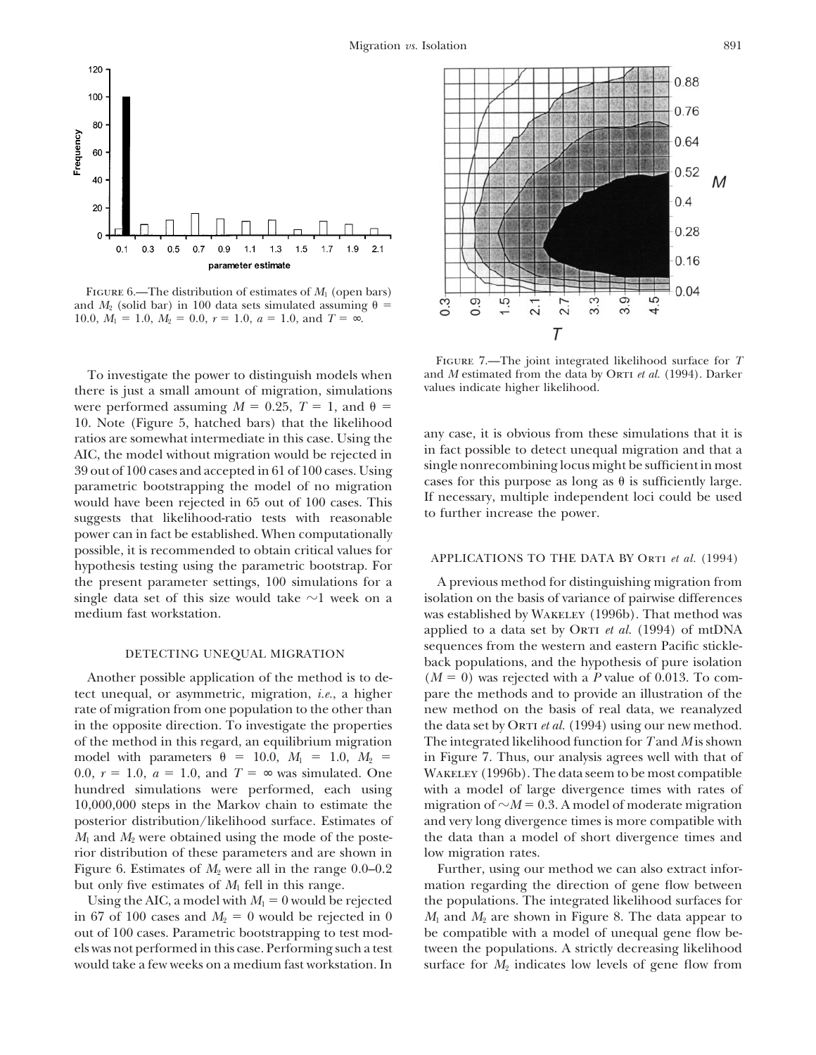120
100
80
60
40
20
0
Frequency
0.1 0.3 0.5 0.7 0.9 1.1 1.3 1.5 1.7 1.9 2.1
parameter estimate

Figure 6.—The distribution of estimates of $M_1$ (open bars) and $M_2$ (solid bar) in 100 data sets simulated assuming $\theta = 10.0$, $M_1 = 1.0$, $M_2 = 0.0$, $r = 1.0$, $a = 1.0$, and $T = \infty$.

To investigate the power to distinguish models when there is just a small amount of migration, simulations were performed assuming $M = 0.25$, $T = 1$, and $\theta = 10$. Note (Figure 5, hatched bars) that the likelihood ratios are somewhat intermediate in this case. Using the AIC, the model without migration would be rejected in 39 out of 100 cases and accepted in 61 of 100 cases. Using parametric bootstrapping the model of no migration would have been rejected in 65 out of 100 cases. This suggests that likelihood-ratio tests with reasonable power can in fact be established. When computationally possible, it is recommended to obtain critical values for hypothesis testing using the parametric bootstrap. For the present parameter settings, 100 simulations for a single data set of this size would take ~1 week on a medium fast workstation.

## DETECTING UNEQUAL MIGRATION

Another possible application of the method is to detect unequal, or asymmetric, migration, *i.e.*, a higher rate of migration from one population to the other than in the opposite direction. To investigate the properties of the method in this regard, an equilibrium migration model with parameters $\theta = 10.0$, $M_1 = 1.0$, $M_2 = 0.0$, $r = 1.0$, $a = 1.0$, and $T = \infty$ was simulated. One hundred simulations were performed, each using 10,000,000 steps in the Markov chain to estimate the posterior distribution/likelihood surface. Estimates of $M_1$ and $M_2$ were obtained using the mode of the posterior distribution of these parameters and are shown in Figure 6. Estimates of $M_2$ were all in the range 0.0–0.2 but only five estimates of $M_1$ fell in this range.

Using the AIC, a model with $M_1 = 0$ would be rejected in 67 of 100 cases and $M_2 = 0$ would be rejected in 0 out of 100 cases. Parametric bootstrapping to test models was not performed in this case. Performing such a test would take a few weeks on a medium fast workstation. In any case, it is obvious from these simulations that it is in fact possible to detect unequal migration and that a single nonrecombining locus might be sufficient in most cases for this purpose as long as $\theta$ is sufficiently large. If necessary, multiple independent loci could be used to further increase the power.

0.88
0.76
0.64
0.52
0.4
0.28
0.16
0.04
M
0.3 0.9 1.5 2.1 2.7 3.3 3.9 4.5
T

Figure 7.—The joint integrated likelihood surface for $T$ and $M$ estimated from the data by Orti *et al.* (1994). Darker values indicate higher likelihood.

## APPLICATIONS TO THE DATA BY Orti *et al.* (1994)

A previous method for distinguishing migration from isolation on the basis of variance of pairwise differences was established by Wakeley (1996b). That method was applied to a data set by Orti *et al.* (1994) of mtDNA sequences from the western and eastern Pacific stickleback populations, and the hypothesis of pure isolation ($M = 0$) was rejected with a $P$ value of 0.013. To compare the methods and to provide an illustration of the new method on the basis of real data, we reanalyzed the data set by Orti *et al.* (1994) using our new method. The integrated likelihood function for $T$ and $M$ is shown in Figure 7. Thus, our analysis agrees well with that of Wakeley (1996b). The data seem to be most compatible with a model of large divergence times with rates of migration of $\sim M = 0.3$. A model of moderate migration and very long divergence times is more compatible with the data than a model of short divergence times and low migration rates.

Further, using our method we can also extract information regarding the direction of gene flow between the populations. The integrated likelihood surfaces for $M_1$ and $M_2$ are shown in Figure 8. The data appear to be compatible with a model of unequal gene flow between the populations. A strictly decreasing likelihood surface for $M_2$ indicates low levels of gene flow from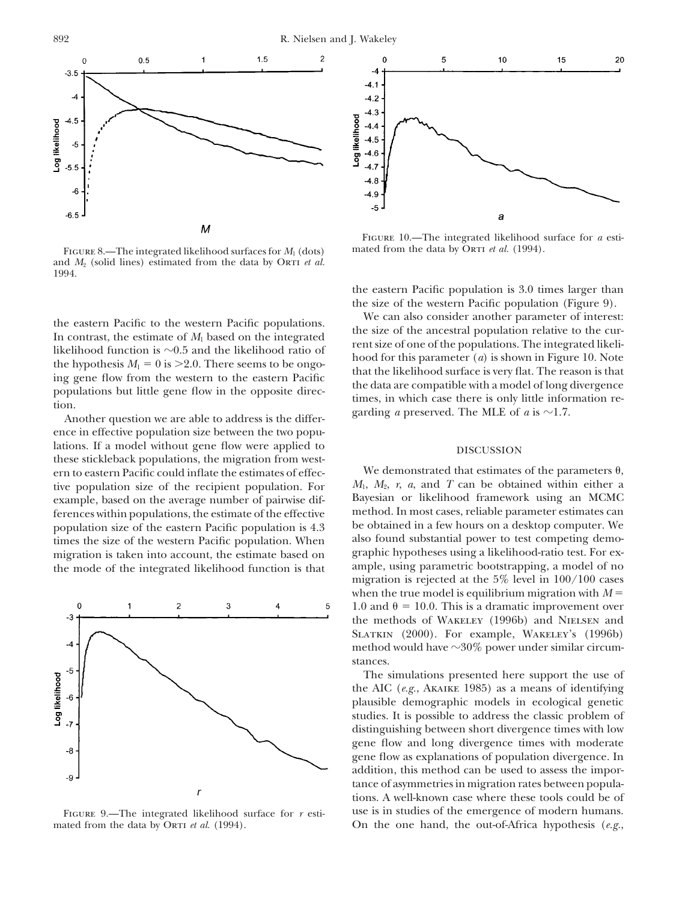0
0.5
1
1.5
2
-3.5
-4
-4.5
-5
-5.5
-6
-6.5
Log likelihood
$M$

FIGURE 8.—The integrated likelihood surfaces for $M_1$ (dots) and $M_2$ (solid lines) estimated from the data by ORTI *et al.* 1994.

0
5
10
15
20
-4
-4.1
-4.2
-4.3
-4.4
-4.5
-4.6
-4.7
-4.8
-4.9
-5
Log likelihood
$a$

FIGURE 10.—The integrated likelihood surface for $a$ estimated from the data by ORTI *et al.* (1994).

the eastern Pacific to the western Pacific populations. In contrast, the estimate of $M_1$ based on the integrated likelihood function is ~0.5 and the likelihood ratio of the hypothesis $M_1 = 0$ is >2.0. There seems to be ongoing gene flow from the western to the eastern Pacific populations but little gene flow in the opposite direction.

Another question we are able to address is the difference in effective population size between the two populations. If a model without gene flow were applied to these stickleback populations, the migration from western to eastern Pacific could inflate the estimates of effective population size of the recipient population. For example, based on the average number of pairwise differences within populations, the estimate of the effective population size of the eastern Pacific population is 4.3 times the size of the western Pacific population. When migration is taken into account, the estimate based on the mode of the integrated likelihood function is that the eastern Pacific population is 3.0 times larger than the size of the western Pacific population (Figure 9).

0
1
2
3
4
5
-3
-4
-5
-6
-7
-8
-9
Log likelihood
$r$

FIGURE 9.—The integrated likelihood surface for $r$ estimated from the data by ORTI *et al.* (1994).

We can also consider another parameter of interest: the size of the ancestral population relative to the current size of one of the populations. The integrated likelihood for this parameter ($a$) is shown in Figure 10. Note that the likelihood surface is very flat. The reason is that the data are compatible with a model of long divergence times, in which case there is only little information regarding $a$ preserved. The MLE of $a$ is ~1.7.

## DISCUSSION

We demonstrated that estimates of the parameters $\theta$, $M_1$, $M_2$, $r$, $a$, and $T$ can be obtained within either a Bayesian or likelihood framework using an MCMC method. In most cases, reliable parameter estimates can be obtained in a few hours on a desktop computer. We also found substantial power to test competing demographic hypotheses using a likelihood-ratio test. For example, using parametric bootstrapping, a model of no migration is rejected at the 5% level in 100/100 cases when the true model is equilibrium migration with $M = 1.0$ and $\theta = 10.0$. This is a dramatic improvement over the methods of WAKELEY (1996b) and NIELSEN and SLATKIN (2000). For example, WAKELEY's (1996b) method would have ~30% power under similar circumstances.

The simulations presented here support the use of the AIC (*e.g.*, AKAIKE 1985) as a means of identifying plausible demographic models in ecological genetic studies. It is possible to address the classic problem of distinguishing between short divergence times with low gene flow and long divergence times with moderate gene flow as explanations of population divergence. In addition, this method can be used to assess the importance of asymmetries in migration rates between populations. A well-known case where these tools could be of use is in studies of the emergence of modern humans. On the one hand, the out-of-Africa hypothesis (*e.g.*,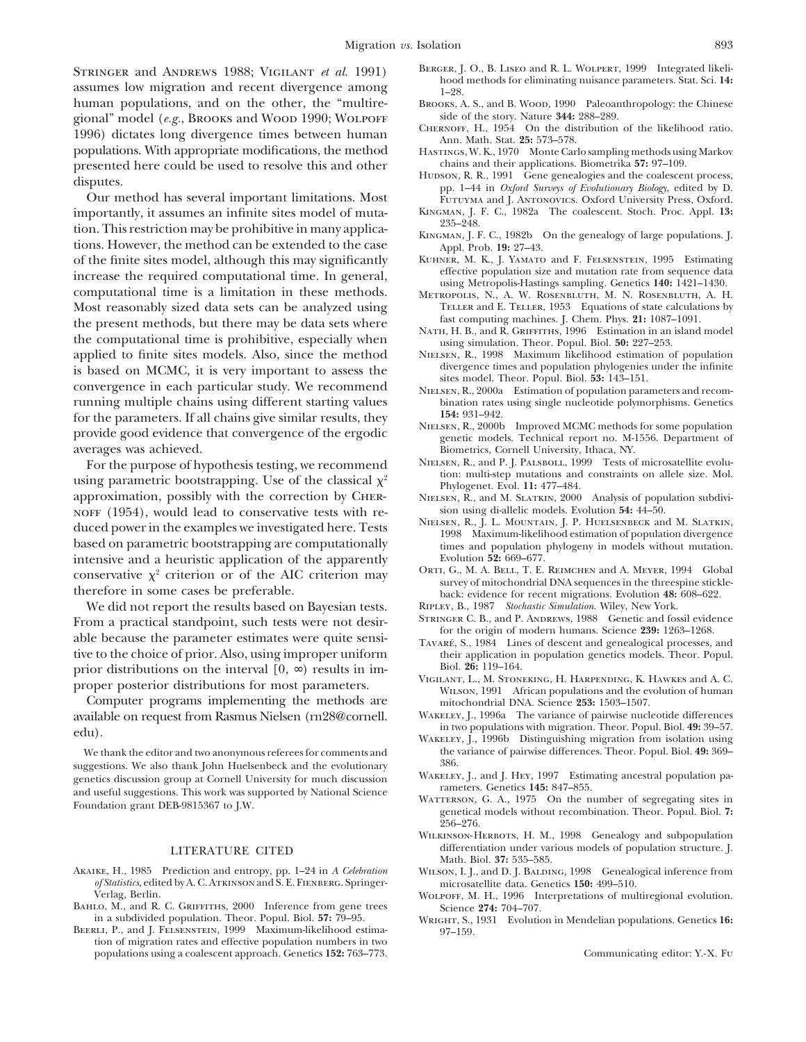Stringer and Andrews 1988; Vigilant *et al.* 1991) assumes low migration and recent divergence among human populations, and on the other, the "multiregional" model (*e.g.*, Brooks and Wood 1990; Wolpoff 1996) dictates long divergence times between human populations. With appropriate modifications, the method presented here could be used to resolve this and other disputes.

Our method has several important limitations. Most importantly, it assumes an infinite sites model of mutation. This restriction may be prohibitive in many applications. However, the method can be extended to the case of the finite sites model, although this may significantly increase the required computational time. In general, computational time is a limitation in these methods. Most reasonably sized data sets can be analyzed using the present methods, but there may be data sets where the computational time is prohibitive, especially when applied to finite sites models. Also, since the method is based on MCMC, it is very important to assess the convergence in each particular study. We recommend running multiple chains using different starting values for the parameters. If all chains give similar results, they provide good evidence that convergence of the ergodic averages was achieved.

For the purpose of hypothesis testing, we recommend using parametric bootstrapping. Use of the classical $\chi^2$ approximation, possibly with the correction by Chernoff (1954), would lead to conservative tests with reduced power in the examples we investigated here. Tests based on parametric bootstrapping are computationally intensive and a heuristic application of the apparently conservative $\chi^2$ criterion or of the AIC criterion may therefore in some cases be preferable.

We did not report the results based on Bayesian tests. From a practical standpoint, such tests were not desirable because the parameter estimates were quite sensitive to the choice of prior. Also, using improper uniform prior distributions on the interval $[0, \infty)$ results in improper posterior distributions for most parameters.

Computer programs implementing the methods are available on request from Rasmus Nielsen (rn28@cornell.edu).

We thank the editor and two anonymous referees for comments and suggestions. We also thank John Huelsenbeck and the evolutionary genetics discussion group at Cornell University for much discussion and useful suggestions. This work was supported by National Science Foundation grant DEB-9815367 to J.W.

## LITERATURE CITED

Akaike, H., 1985 Prediction and entropy, pp. 1–24 in *A Celebration of Statistics*, edited by A. C. Atkinson and S. E. Fienberg. Springer-Verlag, Berlin.

Bahlo, M., and R. C. Griffiths, 2000 Inference from gene trees in a subdivided population. Theor. Popul. Biol. **57:** 79–95.

Beerli, P., and J. Felsenstein, 1999 Maximum-likelihood estimation of migration rates and effective population numbers in two populations using a coalescent approach. Genetics **152:** 763–773.

Berger, J. O., B. Liseo and R. L. Wolpert, 1999 Integrated likelihood methods for eliminating nuisance parameters. Stat. Sci. **14:** 1–28.

Brooks, A. S., and B. Wood, 1990 Paleoanthropology: the Chinese side of the story. Nature **344:** 288–289.

Chernoff, H., 1954 On the distribution of the likelihood ratio. Ann. Math. Stat. **25:** 573–578.

Hastings, W. K., 1970 Monte Carlo sampling methods using Markov chains and their applications. Biometrika **57:** 97–109.

Hudson, R. R., 1991 Gene genealogies and the coalescent process, pp. 1–44 in *Oxford Surveys of Evolutionary Biology*, edited by D. Futuyma and J. Antonovics. Oxford University Press, Oxford.

Kingman, J. F. C., 1982a The coalescent. Stoch. Proc. Appl. **13:** 235–248.

Kingman, J. F. C., 1982b On the genealogy of large populations. J. Appl. Prob. **19:** 27–43.

Kuhner, M. K., J. Yamato and F. Felsenstein, 1995 Estimating effective population size and mutation rate from sequence data using Metropolis-Hastings sampling. Genetics **140:** 1421–1430.

Metropolis, N., A. W. Rosenbluth, M. N. Rosenbluth, A. H. Teller and E. Teller, 1953 Equations of state calculations by fast computing machines. J. Chem. Phys. **21:** 1087–1091.

Nath, H. B., and R. Griffiths, 1996 Estimation in an island model using simulation. Theor. Popul. Biol. **50:** 227–253.

Nielsen, R., 1998 Maximum likelihood estimation of population divergence times and population phylogenies under the infinite sites model. Theor. Popul. Biol. **53:** 143–151.

Nielsen, R., 2000a Estimation of population parameters and recombination rates using single nucleotide polymorphisms. Genetics **154:** 931–942.

Nielsen, R., 2000b Improved MCMC methods for some population genetic models. Technical report no. M-1556. Department of Biometrics, Cornell University, Ithaca, NY.

Nielsen, R., and P. J. Palsboll, 1999 Tests of microsatellite evolution: multi-step mutations and constraints on allele size. Mol. Phylogenet. Evol. **11:** 477–484.

Nielsen, R., and M. Slatkin, 2000 Analysis of population subdivision using di-allelic models. Evolution **54:** 44–50.

Nielsen, R., J. L. Mountain, J. P. Huelsenbeck and M. Slatkin, 1998 Maximum-likelihood estimation of population divergence times and population phylogeny in models without mutation. Evolution **52:** 669–677.

Orti, G., M. A. Bell, T. E. Reimchen and A. Meyer, 1994 Global survey of mitochondrial DNA sequences in the threespine stickleback: evidence for recent migrations. Evolution **48:** 608–622.

Ripley, B., 1987 *Stochastic Simulation*. Wiley, New York.

Stringer C. B., and P. Andrews, 1988 Genetic and fossil evidence for the origin of modern humans. Science **239:** 1263–1268.

Tavaré, S., 1984 Lines of descent and genealogical processes, and their application in population genetics models. Theor. Popul. Biol. **26:** 119–164.

Vigilant, L., M. Stoneking, H. Harpending, K. Hawkes and A. C. Wilson, 1991 African populations and the evolution of human mitochondrial DNA. Science **253:** 1503–1507.

Wakeley, J., 1996a The variance of pairwise nucleotide differences in two populations with migration. Theor. Popul. Biol. **49:** 39–57.

Wakeley, J., 1996b Distinguishing migration from isolation using the variance of pairwise differences. Theor. Popul. Biol. **49:** 369–386.

Wakeley, J., and J. Hey, 1997 Estimating ancestral population parameters. Genetics **145:** 847–855.

Watterson, G. A., 1975 On the number of segregating sites in genetical models without recombination. Theor. Popul. Biol. **7:** 256–276.

Wilkinson-Herbots, H. M., 1998 Genealogy and subpopulation differentiation under various models of population structure. J. Math. Biol. **37:** 535–585.

Wilson, I. J., and D. J. Balding, 1998 Genealogical inference from microsatellite data. Genetics **150:** 499–510.

Wolpoff, M. H., 1996 Interpretations of multiregional evolution. Science **274:** 704–707.

Wright, S., 1931 Evolution in Mendelian populations. Genetics **16:** 97–159.

Communicating editor: Y.-X. Fu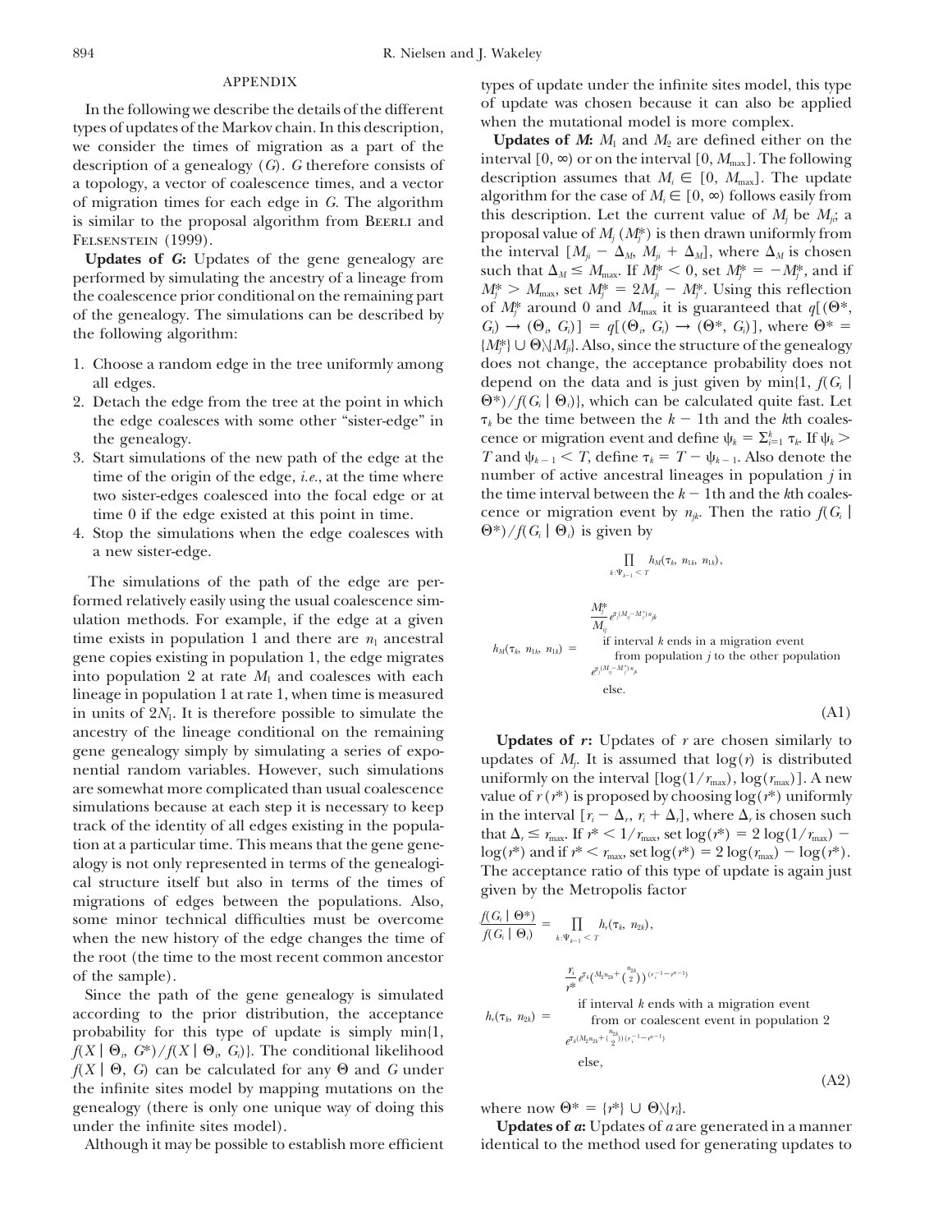## APPENDIX

In the following we describe the details of the different types of updates of the Markov chain. In this description, we consider the times of migration as a part of the description of a genealogy ($G$). $G$ therefore consists of a topology, a vector of coalescence times, and a vector of migration times for each edge in $G$. The algorithm is similar to the proposal algorithm from Beerli and Felsenstein (1999).

**Updates of $G$:** Updates of the gene genealogy are performed by simulating the ancestry of a lineage from the coalescence prior conditional on the remaining part of the genealogy. The simulations can be described by the following algorithm:

1. Choose a random edge in the tree uniformly among all edges.
2. Detach the edge from the tree at the point in which the edge coalesces with some other "sister-edge" in the genealogy.
3. Start simulations of the new path of the edge at the time of the origin of the edge, *i.e.*, at the time where two sister-edges coalesced into the focal edge or at time 0 if the edge existed at this point in time.
4. Stop the simulations when the edge coalesces with a new sister-edge.

The simulations of the path of the edge are performed relatively easily using the usual coalescence simulation methods. For example, if the edge at a given time exists in population 1 and there are $n_1$ ancestral gene copies existing in population 1, the edge migrates into population 2 at rate $M_1$ and coalesces with each lineage in population 1 at rate 1, when time is measured in units of $2N_1$. It is therefore possible to simulate the ancestry of the lineage conditional on the remaining gene genealogy simply by simulating a series of exponential random variables. However, such simulations are somewhat more complicated than usual coalescence simulations because at each step it is necessary to keep track of the identity of all edges existing in the population at a particular time. This means that the gene genealogy is not only represented in terms of the genealogical structure itself but also in terms of the times of migrations of edges between the populations. Also, some minor technical difficulties must be overcome when the new history of the edge changes the time of the root (the time to the most recent common ancestor of the sample).

Since the path of the gene genealogy is simulated according to the prior distribution, the acceptance probability for this type of update is simply $\min\{1, f(X \mid \Theta_i, G^*)/f(X \mid \Theta_i, G_i)\}$. The conditional likelihood $f(X \mid \Theta, G)$ can be calculated for any $\Theta$ and $G$ under the infinite sites model by mapping mutations on the genealogy (there is only one unique way of doing this under the infinite sites model).

Although it may be possible to establish more efficient types of update under the infinite sites model, this type of update was chosen because it can also be applied when the mutational model is more complex.

**Updates of $M$:** $M_1$ and $M_2$ are defined either on the interval $[0, \infty)$ or on the interval $[0, M_{\max}]$. The following description assumes that $M_i \in [0, M_{\max}]$. The update algorithm for the case of $M_i \in [0, \infty)$ follows easily from this description. Let the current value of $M_j$ be $M_{ji}$; a proposal value of $M_j$ ($M_j^*$) is then drawn uniformly from the interval $[M_{ji} - \Delta_M, M_{ji} + \Delta_M]$, where $\Delta_M$ is chosen such that $\Delta_M \leq M_{\max}$. If $M_j^* < 0$, set $M_j^* = -M_j^*$, and if $M_j^* > M_{\max}$, set $M_j^* = 2M_{ji} - M_j^*$. Using this reflection of $M_j^*$ around 0 and $M_{\max}$ it is guaranteed that $q[(\Theta^*, G_i) \to (\Theta_i, G_i)] = q[(\Theta_i, G_i) \to (\Theta^*, G_i)]$, where $\Theta^* = \{M_j^*\} \cup \Theta_i \backslash \{M_{ji}\}$. Also, since the structure of the genealogy does not change, the acceptance probability does not depend on the data and is just given by $\min\{1, f(G_i \mid \Theta^*)/f(G_i \mid \Theta_i)\}$, which can be calculated quite fast. Let $\tau_k$ be the time between the $k-1$th and the $k$th coalescence or migration event and define $\psi_k = \sum_{i=1}^{k} \tau_i$. If $\psi_k > T$ and $\psi_{k-1} < T$, define $\tau_k = T - \psi_{k-1}$. Also denote the number of active ancestral lineages in population $j$ in the time interval between the $k-1$th and the $k$th coalescence or migration event by $n_{jk}$. Then the ratio $f(G_i \mid \Theta^*)/f(G_i \mid \Theta_i)$ is given by

$$\prod_{k:\Psi_{k-1} < T} h_M(\tau_k, n_{1k}, n_{1k}),$$

$$h_M(\tau_k, n_{1k}, n_{1k}) = \begin{cases} \dfrac{M_j^*}{M_{ji}} e^{\tau_j (M_{ji} - M_j^*) n_{jk}} & \text{if interval } k \text{ ends in a migration event from population } j \text{ to the other population} \\ e^{\tau_j (M_{ji} - M_j^*) n_{jk}} & \text{else.} \end{cases} \tag{A1}$$

**Updates of $r$:** Updates of $r$ are chosen similarly to updates of $M_j$. It is assumed that $\log(r)$ is distributed uniformly on the interval $[\log(1/r_{\max}), \log(r_{\max})]$. A new value of $r$ ($r^*$) is proposed by choosing $\log(r^*)$ uniformly in the interval $[r_i - \Delta_r, r_i + \Delta_r]$, where $\Delta_r$ is chosen such that $\Delta_r \leq r_{\max}$. If $r^* < 1/r_{\max}$, set $\log(r^*) = 2\log(1/r_{\max}) - \log(r^*)$ and if $r^* < r_{\max}$, set $\log(r^*) = 2\log(r_{\max}) - \log(r^*)$. The acceptance ratio of this type of update is again just given by the Metropolis factor

$$\frac{f(G_i \mid \Theta^*)}{f(G_i \mid \Theta_i)} = \prod_{k:\Psi_{k-1} < T} h_r(\tau_k, n_{2k}),$$

$$h_r(\tau_k, n_{2k}) = \begin{cases} \dfrac{r_i}{r^*} e^{\tau_k \left(M_2 n_{2k} + \binom{n_{2k}}{2}\right)(r_i^{-1} - r^{*-1})} & \text{if interval } k \text{ ends with a migration event from or coalescent event in population 2} \\ e^{\tau_k \left(M_2 n_{2k} + \binom{n_{2k}}{2}\right)(r_i^{-1} - r^{*-1})} & \text{else,} \end{cases} \tag{A2}$$

where now $\Theta^* = \{r^*\} \cup \Theta_i \backslash \{r_i\}$.

**Updates of $a$:** Updates of $a$ are generated in a manner identical to the method used for generating updates to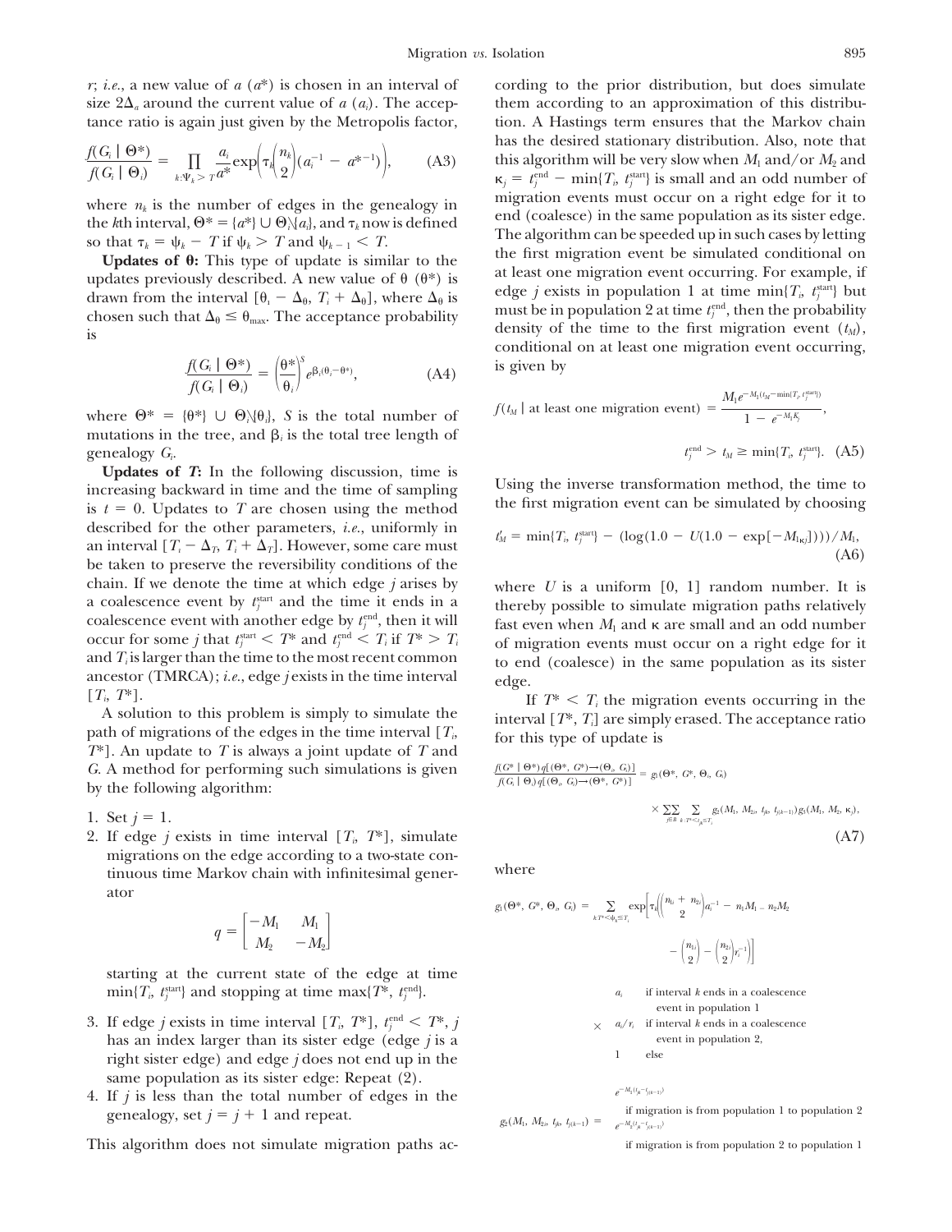r; *i.e.*, a new value of $a$ ($a^*$) is chosen in an interval of size $2\Delta_a$ around the current value of $a$ ($a_i$). The acceptance ratio is again just given by the Metropolis factor,

$$\frac{f(G_i \mid \Theta^*)}{f(G_i \mid \Theta_i)} = \prod_{k:\Psi_k > T} \frac{a_i}{a^*} \exp\left(\tau_k \binom{n_k}{2} (a_i^{-1} - a^{*-1})\right), \quad \text{(A3)}$$

where $n_k$ is the number of edges in the genealogy in the $k$th interval, $\Theta^* = \{a^*\} \cup \Theta_i \backslash \{a_i\}$, and $\tau_k$ now is defined so that $\tau_k = \psi_k - T$ if $\psi_k > T$ and $\psi_{k-1} < T$.

**Updates of θ:** This type of update is similar to the updates previously described. A new value of $\theta$ ($\theta^*$) is drawn from the interval $[\theta_i - \Delta_\theta, T_i + \Delta_\theta]$, where $\Delta_\theta$ is chosen such that $\Delta_\theta \leq \theta_{max}$. The acceptance probability is

$$\frac{f(G_i \mid \Theta^*)}{f(G_i \mid \Theta_i)} = \left(\frac{\theta^*}{\theta_i}\right)^S e^{\beta_i(\theta_i - \theta^*)}, \quad \text{(A4)}$$

where $\Theta^* = \{\theta^*\} \cup \Theta_i \backslash \{\theta_i\}$, $S$ is the total number of mutations in the tree, and $\beta_i$ is the total tree length of genealogy $G_i$.

**Updates of T:** In the following discussion, time is increasing backward in time and the time of sampling is $t = 0$. Updates to $T$ are chosen using the method described for the other parameters, *i.e.*, uniformly in an interval $[T_i - \Delta_T, T_i + \Delta_T]$. However, some care must be taken to preserve the reversibility conditions of the chain. If we denote the time at which edge $j$ arises by a coalescence event by $t_j^{start}$ and the time it ends in a coalescence event with another edge by $t_j^{end}$, then it will occur for some $j$ that $t_j^{start} < T^*$ and $t_j^{end} < T_i$ if $T^* > T_i$ and $T_i$ is larger than the time to the most recent common ancestor (TMRCA); *i.e.*, edge $j$ exists in the time interval $[T_i, T^*]$.

A solution to this problem is simply to simulate the path of migrations of the edges in the time interval $[T_i, T^*]$. An update to $T$ is always a joint update of $T$ and $G$. A method for performing such simulations is given by the following algorithm:

1. Set $j = 1$.
2. If edge $j$ exists in time interval $[T_i, T^*]$, simulate migrations on the edge according to a two-state continuous time Markov chain with infinitesimal generator

$$q = \begin{bmatrix} -M_1 & M_1 \\ M_2 & -M_2 \end{bmatrix}$$

   starting at the current state of the edge at time $\min\{T_i, t_j^{start}\}$ and stopping at time $\max\{T^*, t_j^{end}\}$.
3. If edge $j$ exists in time interval $[T_i, T^*]$, $t_j^{end} < T^*$, $j$ has an index larger than its sister edge (edge $j$ is a right sister edge) and edge $j$ does not end up in the same population as its sister edge: Repeat (2).
4. If $j$ is less than the total number of edges in the genealogy, set $j = j + 1$ and repeat.

This algorithm does not simulate migration paths according to the prior distribution, but does simulate them according to an approximation of this distribution. A Hastings term ensures that the Markov chain has the desired stationary distribution. Also, note that this algorithm will be very slow when $M_1$ and/or $M_2$ and $\kappa_j = t_j^{end} - \min\{T_i, t_j^{start}\}$ is small and an odd number of migration events must occur on a right edge for it to end (coalesce) in the same population as its sister edge. The algorithm can be speeded up in such cases by letting the first migration event be simulated conditional on at least one migration event occurring. For example, if edge $j$ exists in population 1 at time $\min\{T_i, t_j^{start}\}$ but must be in population 2 at time $t_j^{end}$, then the probability density of the time to the first migration event ($t_M$), conditional on at least one migration event occurring, is given by

$$f(t_M \mid \text{at least one migration event}) = \frac{M_1 e^{-M_1(t_M - \min\{T_i, t_j^{start}\})}}{1 - e^{-M_1 \kappa_j}},$$

$$t_j^{end} > t_M \geq \min\{T_i, t_j^{start}\}. \quad \text{(A5)}$$

Using the inverse transformation method, the time to the first migration event can be simulated by choosing

$$t'_M = \min\{T_i, t_j^{start}\} - (\log(1.0 - U(1.0 - \exp[-M_1 \kappa_j])))/M_1, \quad \text{(A6)}$$

where $U$ is a uniform [0, 1] random number. It is thereby possible to simulate migration paths relatively fast even when $M_1$ and $\kappa$ are small and an odd number of migration events must occur on a right edge for it to end (coalesce) in the same population as its sister edge.

If $T^* < T_i$ the migration events occurring in the interval $[T^*, T_i]$ are simply erased. The acceptance ratio for this type of update is

$$\frac{f(G^* \mid \Theta^*) q[(\Theta^*, G^*) \rightarrow (\Theta_i, G_i)]}{f(G_i \mid \Theta_i) q[(\Theta_i, G_i) \rightarrow (\Theta^*, G^*)]} = g_1(\Theta^*, G^*, \Theta_i, G_i)$$

$$\times \sum_{j \in B} \sum_{k: T^* < t_{jk} \leq T_i} g_2(M_1, M_2, t_{jk}, t_{j(k-1)}) g_3(M_1, M_2, \kappa_j), \quad \text{(A7)}$$

where

$$g_1(\Theta^*, G^*, \Theta_i, G_i) = \sum_{k: T^* < \psi_k \leq T_i} \exp\left[\tau_k\left(\binom{n_{1i} + n_{2i}}{2} a_i^{-1} - n_1 M_1 - n_2 M_2 - \binom{n_{1i}}{2} - \binom{n_{2i}}{2} r_i^{-1}\right)\right]$$

$$\times \begin{cases} a_i & \text{if interval } k \text{ ends in a coalescence event in population 1} \\ a_i/r_i & \text{if interval } k \text{ ends in a coalescence event in population 2,} \\ 1 & \text{else} \end{cases}$$

$$g_2(M_1, M_2, t_{jk}, t_{j(k-1)}) = \begin{cases} e^{-M_1(t_{jk} - t_{j(k-1)})} & \text{if migration is from population 1 to population 2} \\ e^{-M_2(t_{jk} - t_{j(k-1)})} & \text{if migration is from population 2 to population 1} \end{cases}$$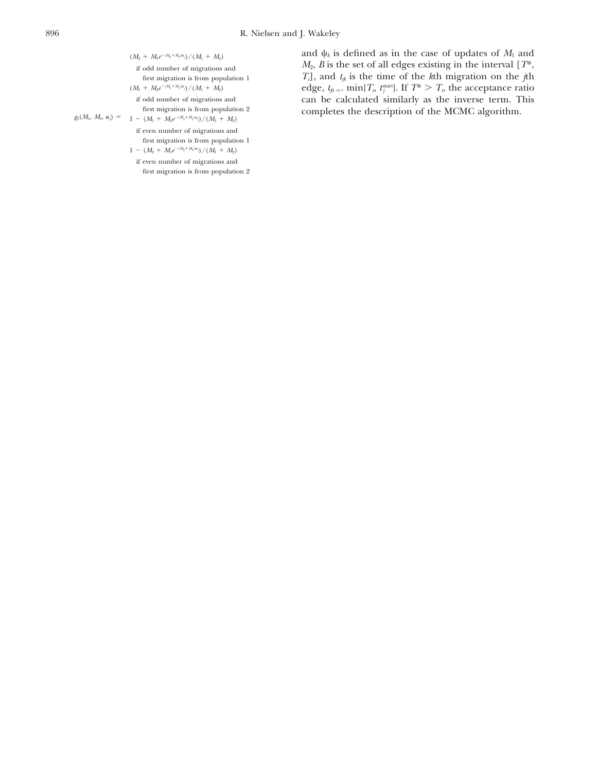$$
g_5(M_1, M_2, \kappa_j) = \begin{cases} (M_2 + M_1 e^{-(M_1+M_2)\kappa_j})/(M_1 + M_2) & \text{if odd number of migrations and first migration is from population 1} \\ (M_1 + M_2 e^{-(M_2+M_1)\kappa_j})/(M_1 + M_2) & \text{if odd number of migrations and first migration is from population 2} \\ 1 - (M_1 + M_2 e^{-(M_2+M_1)\kappa_j})/(M_1 + M_2) & \text{if even number of migrations and first migration is from population 1} \\ 1 - (M_2 + M_1 e^{-(M_2+M_1)\kappa_j})/(M_1 + M_2) & \text{if even number of migrations and first migration is from population 2} \end{cases}
$$

and $\psi_k$ is defined as in the case of updates of $M_1$ and $M_2$, $B$ is the set of all edges existing in the interval $[T^*, T_i]$, and $t_{jk}$ is the time of the $k$th migration on the $j$th edge, $t_{j0} =. \min\{T_i, t_j^{\text{start}}\}$. If $T^* > T_i$, the acceptance ratio can be calculated similarly as the inverse term. This completes the description of the MCMC algorithm.